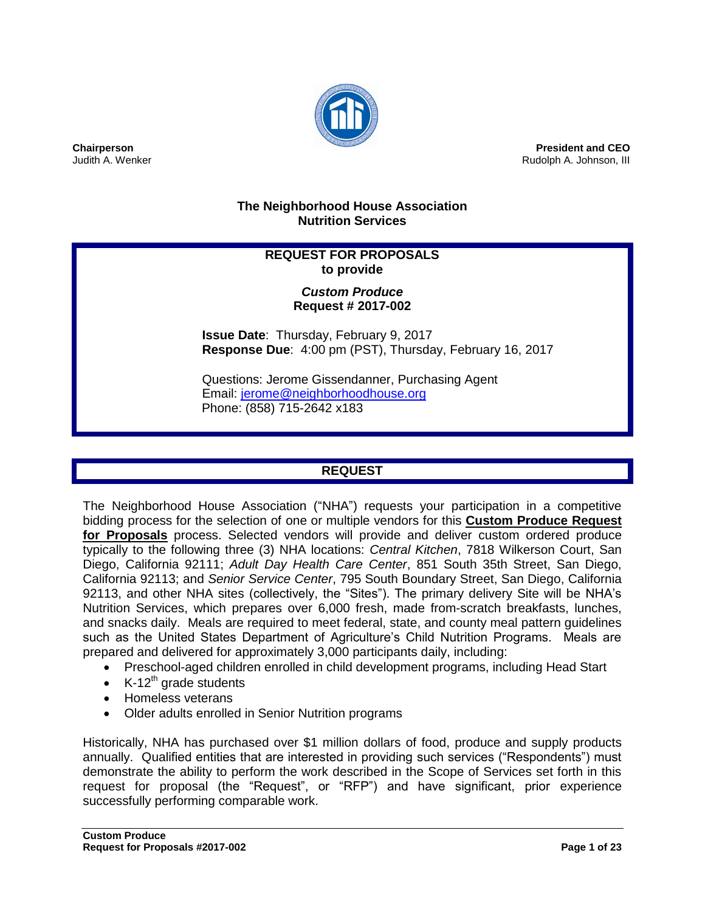**Chairperson**
Judith A. Wenker

**President and CEO**
Rudolph A. Johnson, III

## The Neighborhood House Association
## Nutrition Services

**REQUEST FOR PROPOSALS**
**to provide**

***Custom Produce***
**Request # 2017-002**

**Issue Date**: Thursday, February 9, 2017
**Response Due**: 4:00 pm (PST), Thursday, February 16, 2017

Questions: Jerome Gissendanner, Purchasing Agent
Email: jerome@neighborhoodhouse.org
Phone: (858) 715-2642 x183

## REQUEST

The Neighborhood House Association ("NHA") requests your participation in a competitive bidding process for the selection of one or multiple vendors for this **Custom Produce Request for Proposals** process. Selected vendors will provide and deliver custom ordered produce typically to the following three (3) NHA locations: *Central Kitchen*, 7818 Wilkerson Court, San Diego, California 92111; *Adult Day Health Care Center*, 851 South 35th Street, San Diego, California 92113; and *Senior Service Center*, 795 South Boundary Street, San Diego, California 92113, and other NHA sites (collectively, the "Sites"). The primary delivery Site will be NHA's Nutrition Services, which prepares over 6,000 fresh, made from-scratch breakfasts, lunches, and snacks daily. Meals are required to meet federal, state, and county meal pattern guidelines such as the United States Department of Agriculture's Child Nutrition Programs. Meals are prepared and delivered for approximately 3,000 participants daily, including:

- Preschool-aged children enrolled in child development programs, including Head Start
- K-12th grade students
- Homeless veterans
- Older adults enrolled in Senior Nutrition programs

Historically, NHA has purchased over $1 million dollars of food, produce and supply products annually. Qualified entities that are interested in providing such services ("Respondents") must demonstrate the ability to perform the work described in the Scope of Services set forth in this request for proposal (the "Request", or "RFP") and have significant, prior experience successfully performing comparable work.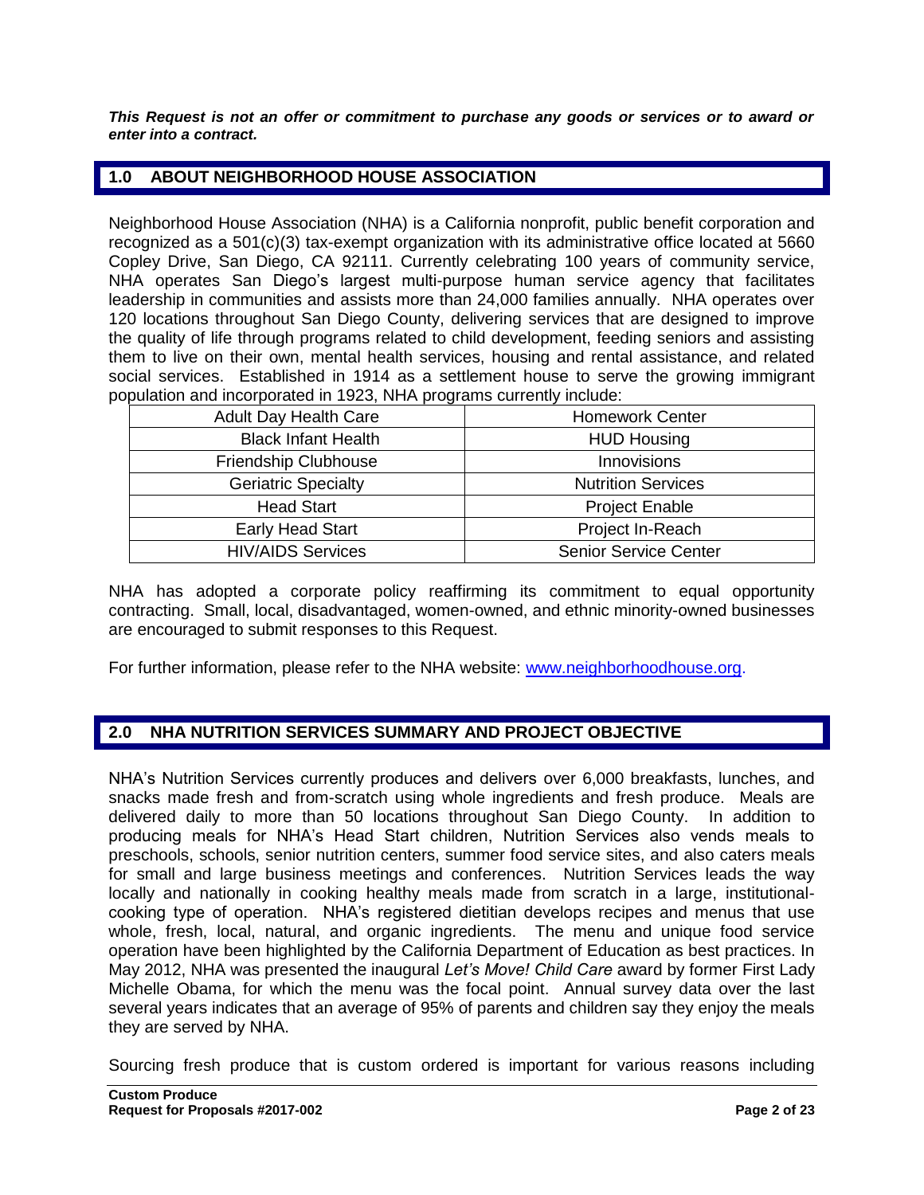***This Request is not an offer or commitment to purchase any goods or services or to award or enter into a contract.***

## 1.0 ABOUT NEIGHBORHOOD HOUSE ASSOCIATION

Neighborhood House Association (NHA) is a California nonprofit, public benefit corporation and recognized as a 501(c)(3) tax-exempt organization with its administrative office located at 5660 Copley Drive, San Diego, CA 92111. Currently celebrating 100 years of community service, NHA operates San Diego's largest multi-purpose human service agency that facilitates leadership in communities and assists more than 24,000 families annually. NHA operates over 120 locations throughout San Diego County, delivering services that are designed to improve the quality of life through programs related to child development, feeding seniors and assisting them to live on their own, mental health services, housing and rental assistance, and related social services. Established in 1914 as a settlement house to serve the growing immigrant population and incorporated in 1923, NHA programs currently include:

| | |
|---|---|
| Adult Day Health Care | Homework Center |
| Black Infant Health | HUD Housing |
| Friendship Clubhouse | Innovisions |
| Geriatric Specialty | Nutrition Services |
| Head Start | Project Enable |
| Early Head Start | Project In-Reach |
| HIV/AIDS Services | Senior Service Center |

NHA has adopted a corporate policy reaffirming its commitment to equal opportunity contracting. Small, local, disadvantaged, women-owned, and ethnic minority-owned businesses are encouraged to submit responses to this Request.

For further information, please refer to the NHA website: www.neighborhoodhouse.org.

## 2.0 NHA NUTRITION SERVICES SUMMARY AND PROJECT OBJECTIVE

NHA's Nutrition Services currently produces and delivers over 6,000 breakfasts, lunches, and snacks made fresh and from-scratch using whole ingredients and fresh produce. Meals are delivered daily to more than 50 locations throughout San Diego County. In addition to producing meals for NHA's Head Start children, Nutrition Services also vends meals to preschools, schools, senior nutrition centers, summer food service sites, and also caters meals for small and large business meetings and conferences. Nutrition Services leads the way locally and nationally in cooking healthy meals made from scratch in a large, institutional-cooking type of operation. NHA's registered dietitian develops recipes and menus that use whole, fresh, local, natural, and organic ingredients. The menu and unique food service operation have been highlighted by the California Department of Education as best practices. In May 2012, NHA was presented the inaugural *Let's Move! Child Care* award by former First Lady Michelle Obama, for which the menu was the focal point. Annual survey data over the last several years indicates that an average of 95% of parents and children say they enjoy the meals they are served by NHA.

Sourcing fresh produce that is custom ordered is important for various reasons including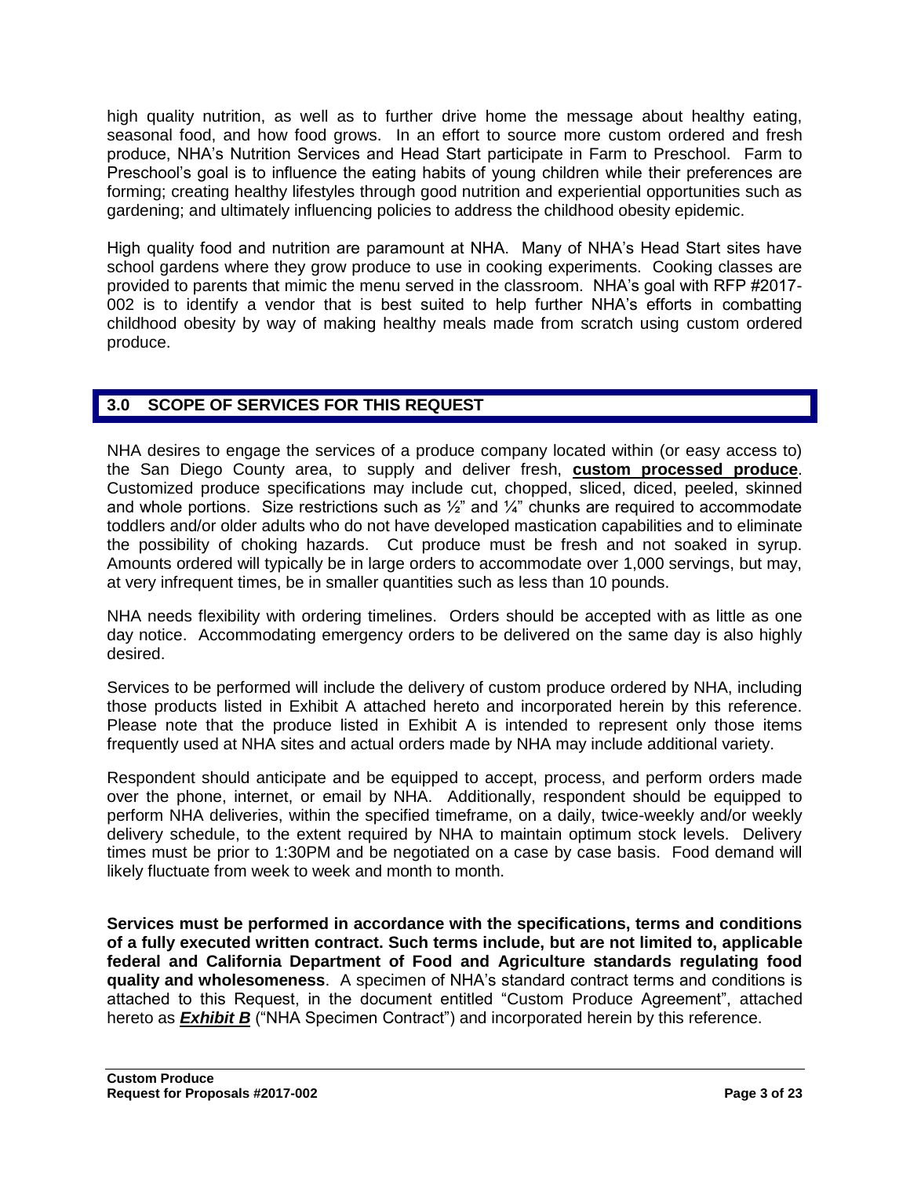high quality nutrition, as well as to further drive home the message about healthy eating, seasonal food, and how food grows. In an effort to source more custom ordered and fresh produce, NHA's Nutrition Services and Head Start participate in Farm to Preschool. Farm to Preschool's goal is to influence the eating habits of young children while their preferences are forming; creating healthy lifestyles through good nutrition and experiential opportunities such as gardening; and ultimately influencing policies to address the childhood obesity epidemic.

High quality food and nutrition are paramount at NHA. Many of NHA's Head Start sites have school gardens where they grow produce to use in cooking experiments. Cooking classes are provided to parents that mimic the menu served in the classroom. NHA's goal with RFP #2017-002 is to identify a vendor that is best suited to help further NHA's efforts in combatting childhood obesity by way of making healthy meals made from scratch using custom ordered produce.

## 3.0 SCOPE OF SERVICES FOR THIS REQUEST

NHA desires to engage the services of a produce company located within (or easy access to) the San Diego County area, to supply and deliver fresh, **custom processed produce**. Customized produce specifications may include cut, chopped, sliced, diced, peeled, skinned and whole portions. Size restrictions such as ½" and ¼" chunks are required to accommodate toddlers and/or older adults who do not have developed mastication capabilities and to eliminate the possibility of choking hazards. Cut produce must be fresh and not soaked in syrup. Amounts ordered will typically be in large orders to accommodate over 1,000 servings, but may, at very infrequent times, be in smaller quantities such as less than 10 pounds.

NHA needs flexibility with ordering timelines. Orders should be accepted with as little as one day notice. Accommodating emergency orders to be delivered on the same day is also highly desired.

Services to be performed will include the delivery of custom produce ordered by NHA, including those products listed in Exhibit A attached hereto and incorporated herein by this reference. Please note that the produce listed in Exhibit A is intended to represent only those items frequently used at NHA sites and actual orders made by NHA may include additional variety.

Respondent should anticipate and be equipped to accept, process, and perform orders made over the phone, internet, or email by NHA. Additionally, respondent should be equipped to perform NHA deliveries, within the specified timeframe, on a daily, twice-weekly and/or weekly delivery schedule, to the extent required by NHA to maintain optimum stock levels. Delivery times must be prior to 1:30PM and be negotiated on a case by case basis. Food demand will likely fluctuate from week to week and month to month.

**Services must be performed in accordance with the specifications, terms and conditions of a fully executed written contract. Such terms include, but are not limited to, applicable federal and California Department of Food and Agriculture standards regulating food quality and wholesomeness**. A specimen of NHA's standard contract terms and conditions is attached to this Request, in the document entitled "Custom Produce Agreement", attached hereto as ***Exhibit B*** ("NHA Specimen Contract") and incorporated herein by this reference.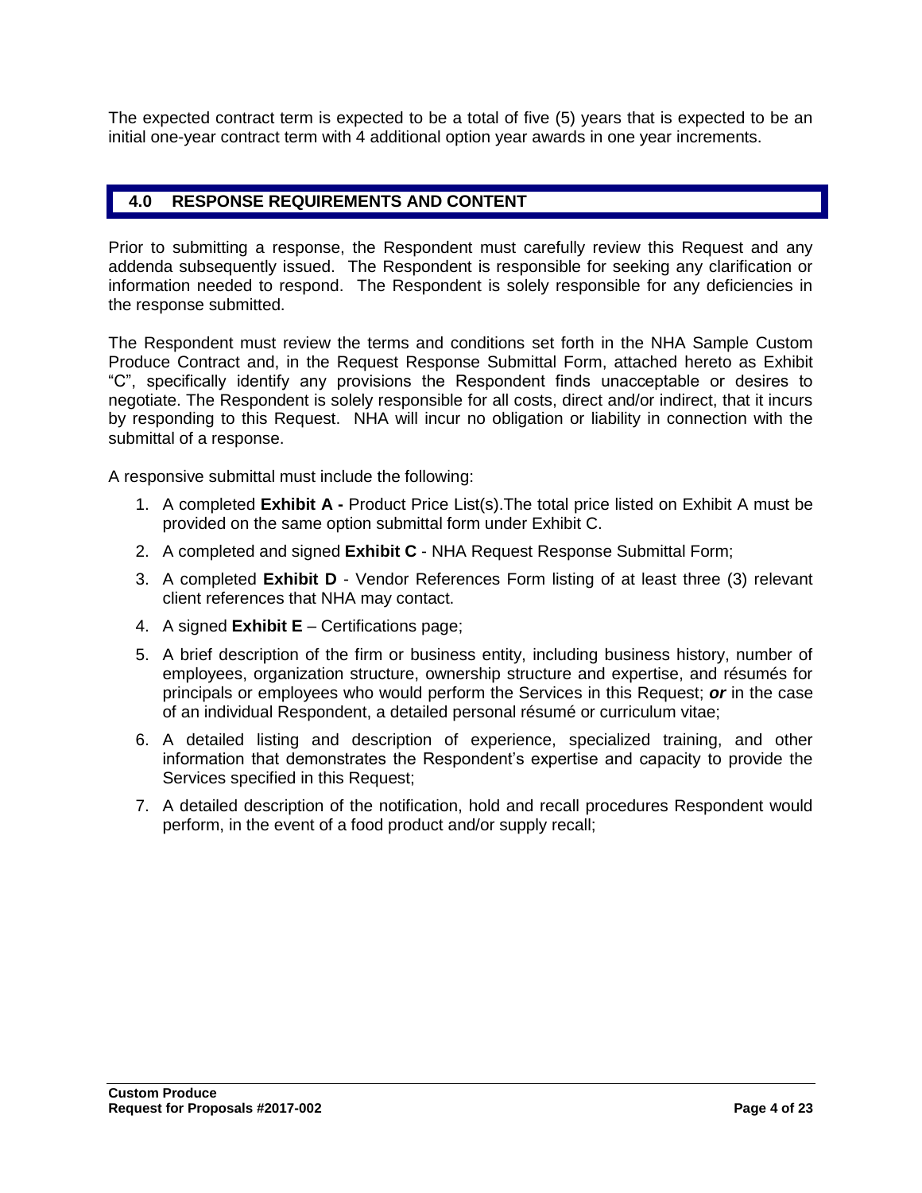The expected contract term is expected to be a total of five (5) years that is expected to be an initial one-year contract term with 4 additional option year awards in one year increments.

## 4.0 RESPONSE REQUIREMENTS AND CONTENT

Prior to submitting a response, the Respondent must carefully review this Request and any addenda subsequently issued. The Respondent is responsible for seeking any clarification or information needed to respond. The Respondent is solely responsible for any deficiencies in the response submitted.

The Respondent must review the terms and conditions set forth in the NHA Sample Custom Produce Contract and, in the Request Response Submittal Form, attached hereto as Exhibit "C", specifically identify any provisions the Respondent finds unacceptable or desires to negotiate. The Respondent is solely responsible for all costs, direct and/or indirect, that it incurs by responding to this Request. NHA will incur no obligation or liability in connection with the submittal of a response.

A responsive submittal must include the following:

1. A completed **Exhibit A -** Product Price List(s).The total price listed on Exhibit A must be provided on the same option submittal form under Exhibit C.
2. A completed and signed **Exhibit C** - NHA Request Response Submittal Form;
3. A completed **Exhibit D** - Vendor References Form listing of at least three (3) relevant client references that NHA may contact.
4. A signed **Exhibit E** – Certifications page;
5. A brief description of the firm or business entity, including business history, number of employees, organization structure, ownership structure and expertise, and résumés for principals or employees who would perform the Services in this Request; ***or*** in the case of an individual Respondent, a detailed personal résumé or curriculum vitae;
6. A detailed listing and description of experience, specialized training, and other information that demonstrates the Respondent's expertise and capacity to provide the Services specified in this Request;
7. A detailed description of the notification, hold and recall procedures Respondent would perform, in the event of a food product and/or supply recall;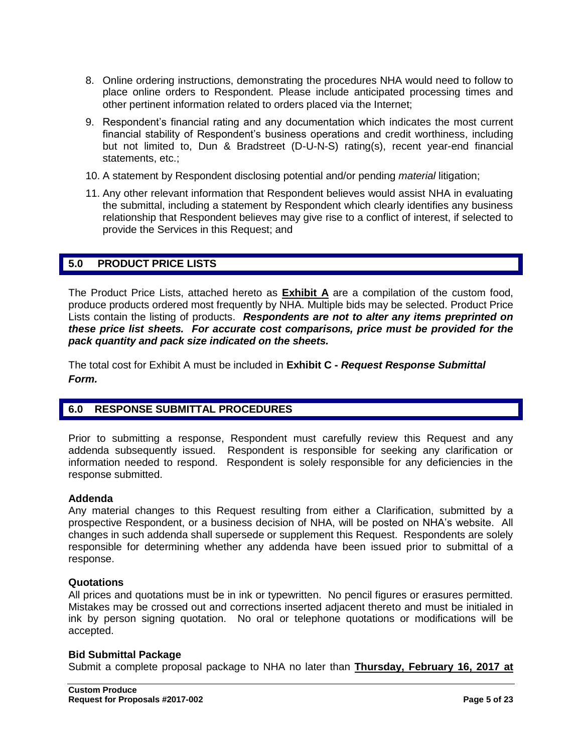8. Online ordering instructions, demonstrating the procedures NHA would need to follow to place online orders to Respondent. Please include anticipated processing times and other pertinent information related to orders placed via the Internet;
9. Respondent's financial rating and any documentation which indicates the most current financial stability of Respondent's business operations and credit worthiness, including but not limited to, Dun & Bradstreet (D-U-N-S) rating(s), recent year-end financial statements, etc.;
10. A statement by Respondent disclosing potential and/or pending *material* litigation;
11. Any other relevant information that Respondent believes would assist NHA in evaluating the submittal, including a statement by Respondent which clearly identifies any business relationship that Respondent believes may give rise to a conflict of interest, if selected to provide the Services in this Request; and

## 5.0 PRODUCT PRICE LISTS

The Product Price Lists, attached hereto as **Exhibit A** are a compilation of the custom food, produce products ordered most frequently by NHA. Multiple bids may be selected. Product Price Lists contain the listing of products. ***Respondents are not to alter any items preprinted on these price list sheets. For accurate cost comparisons, price must be provided for the pack quantity and pack size indicated on the sheets.***

The total cost for Exhibit A must be included in **Exhibit C -** ***Request Response Submittal Form.***

## 6.0 RESPONSE SUBMITTAL PROCEDURES

Prior to submitting a response, Respondent must carefully review this Request and any addenda subsequently issued. Respondent is responsible for seeking any clarification or information needed to respond. Respondent is solely responsible for any deficiencies in the response submitted.

### Addenda

Any material changes to this Request resulting from either a Clarification, submitted by a prospective Respondent, or a business decision of NHA, will be posted on NHA's website. All changes in such addenda shall supersede or supplement this Request. Respondents are solely responsible for determining whether any addenda have been issued prior to submittal of a response.

### Quotations

All prices and quotations must be in ink or typewritten. No pencil figures or erasures permitted. Mistakes may be crossed out and corrections inserted adjacent thereto and must be initialed in ink by person signing quotation. No oral or telephone quotations or modifications will be accepted.

### Bid Submittal Package

Submit a complete proposal package to NHA no later than **Thursday, February 16, 2017 at**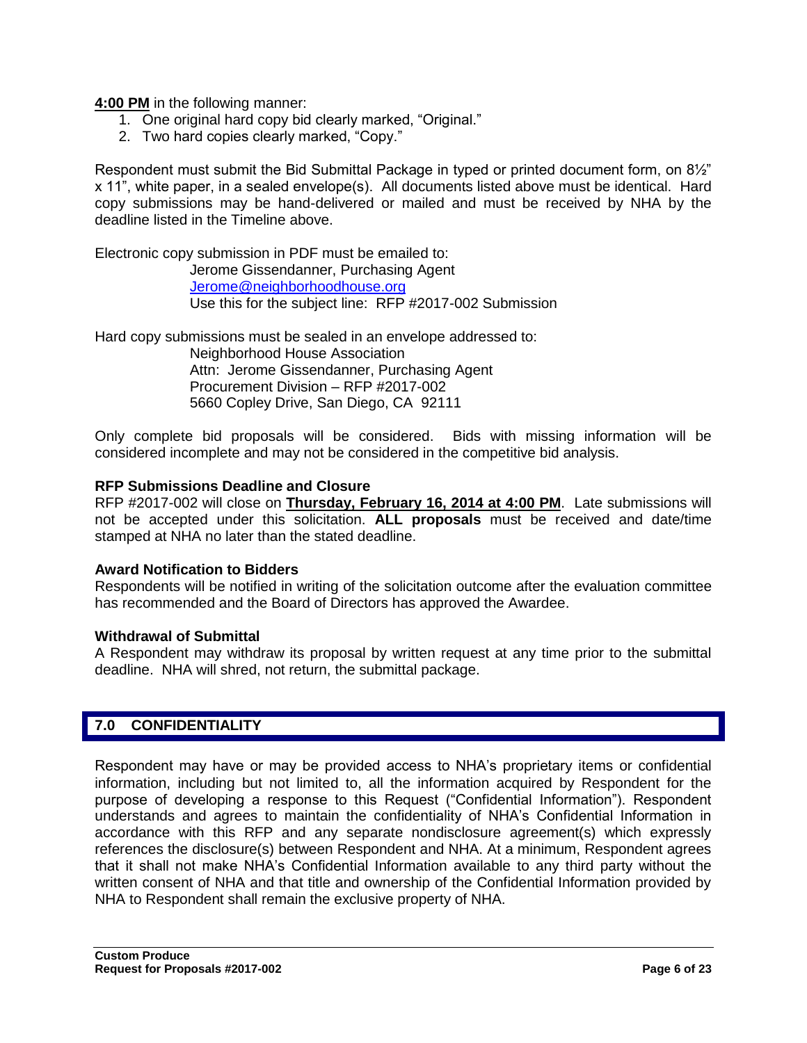**4:00 PM** in the following manner:

1. One original hard copy bid clearly marked, "Original."
2. Two hard copies clearly marked, "Copy."

Respondent must submit the Bid Submittal Package in typed or printed document form, on 8½" x 11", white paper, in a sealed envelope(s). All documents listed above must be identical. Hard copy submissions may be hand-delivered or mailed and must be received by NHA by the deadline listed in the Timeline above.

Electronic copy submission in PDF must be emailed to:

Jerome Gissendanner, Purchasing Agent
Jerome@neighborhoodhouse.org
Use this for the subject line: RFP #2017-002 Submission

Hard copy submissions must be sealed in an envelope addressed to:

Neighborhood House Association
Attn: Jerome Gissendanner, Purchasing Agent
Procurement Division – RFP #2017-002
5660 Copley Drive, San Diego, CA 92111

Only complete bid proposals will be considered. Bids with missing information will be considered incomplete and may not be considered in the competitive bid analysis.

**RFP Submissions Deadline and Closure**

RFP #2017-002 will close on **Thursday, February 16, 2014 at 4:00 PM**. Late submissions will not be accepted under this solicitation. **ALL proposals** must be received and date/time stamped at NHA no later than the stated deadline.

**Award Notification to Bidders**

Respondents will be notified in writing of the solicitation outcome after the evaluation committee has recommended and the Board of Directors has approved the Awardee.

**Withdrawal of Submittal**

A Respondent may withdraw its proposal by written request at any time prior to the submittal deadline. NHA will shred, not return, the submittal package.

## 7.0 CONFIDENTIALITY

Respondent may have or may be provided access to NHA's proprietary items or confidential information, including but not limited to, all the information acquired by Respondent for the purpose of developing a response to this Request ("Confidential Information"). Respondent understands and agrees to maintain the confidentiality of NHA's Confidential Information in accordance with this RFP and any separate nondisclosure agreement(s) which expressly references the disclosure(s) between Respondent and NHA. At a minimum, Respondent agrees that it shall not make NHA's Confidential Information available to any third party without the written consent of NHA and that title and ownership of the Confidential Information provided by NHA to Respondent shall remain the exclusive property of NHA.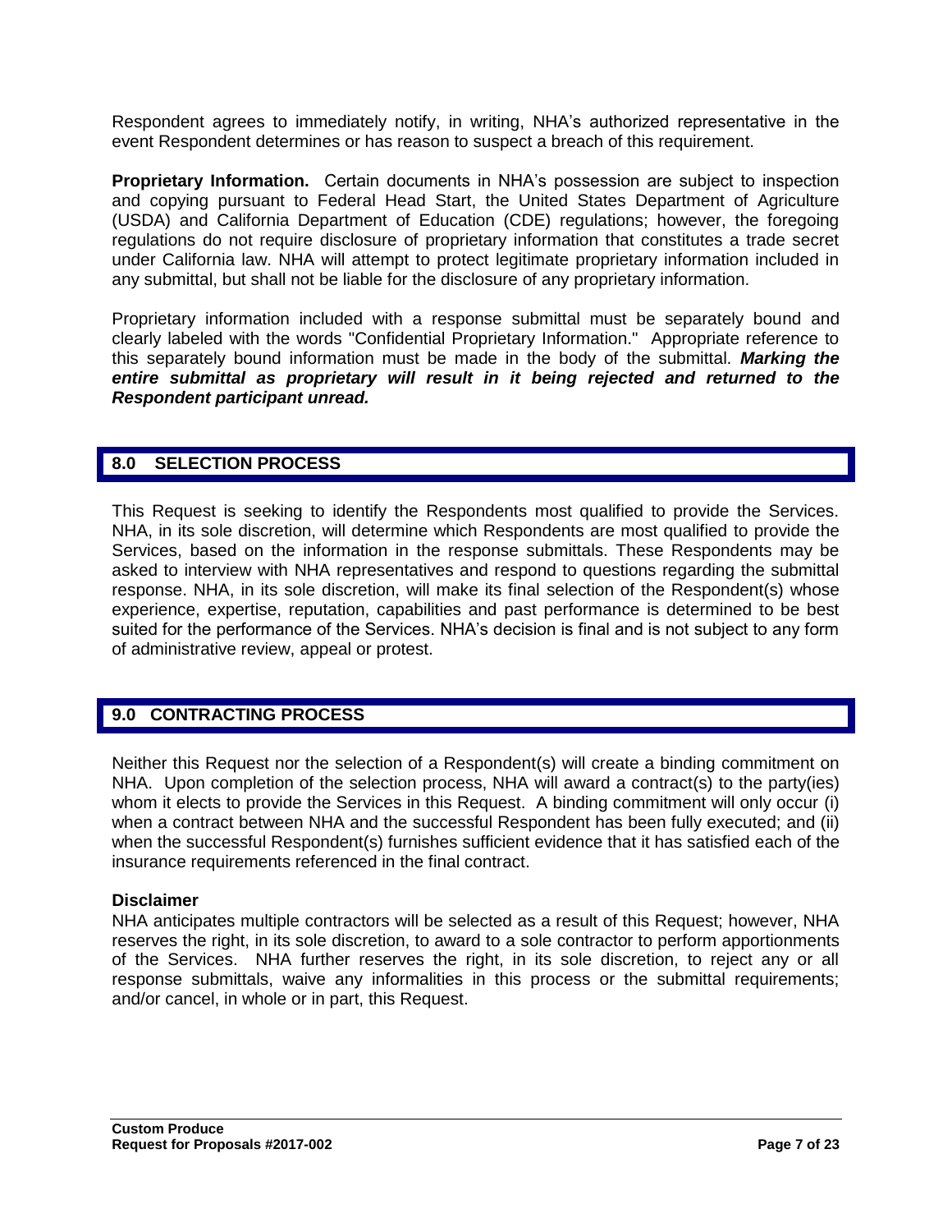Respondent agrees to immediately notify, in writing, NHA's authorized representative in the event Respondent determines or has reason to suspect a breach of this requirement.

**Proprietary Information.** Certain documents in NHA's possession are subject to inspection and copying pursuant to Federal Head Start, the United States Department of Agriculture (USDA) and California Department of Education (CDE) regulations; however, the foregoing regulations do not require disclosure of proprietary information that constitutes a trade secret under California law. NHA will attempt to protect legitimate proprietary information included in any submittal, but shall not be liable for the disclosure of any proprietary information.

Proprietary information included with a response submittal must be separately bound and clearly labeled with the words "Confidential Proprietary Information." Appropriate reference to this separately bound information must be made in the body of the submittal. ***Marking the entire submittal as proprietary will result in it being rejected and returned to the Respondent participant unread.***

## 8.0 SELECTION PROCESS

This Request is seeking to identify the Respondents most qualified to provide the Services. NHA, in its sole discretion, will determine which Respondents are most qualified to provide the Services, based on the information in the response submittals. These Respondents may be asked to interview with NHA representatives and respond to questions regarding the submittal response. NHA, in its sole discretion, will make its final selection of the Respondent(s) whose experience, expertise, reputation, capabilities and past performance is determined to be best suited for the performance of the Services. NHA's decision is final and is not subject to any form of administrative review, appeal or protest.

## 9.0 CONTRACTING PROCESS

Neither this Request nor the selection of a Respondent(s) will create a binding commitment on NHA. Upon completion of the selection process, NHA will award a contract(s) to the party(ies) whom it elects to provide the Services in this Request. A binding commitment will only occur (i) when a contract between NHA and the successful Respondent has been fully executed; and (ii) when the successful Respondent(s) furnishes sufficient evidence that it has satisfied each of the insurance requirements referenced in the final contract.

**Disclaimer**

NHA anticipates multiple contractors will be selected as a result of this Request; however, NHA reserves the right, in its sole discretion, to award to a sole contractor to perform apportionments of the Services. NHA further reserves the right, in its sole discretion, to reject any or all response submittals, waive any informalities in this process or the submittal requirements; and/or cancel, in whole or in part, this Request.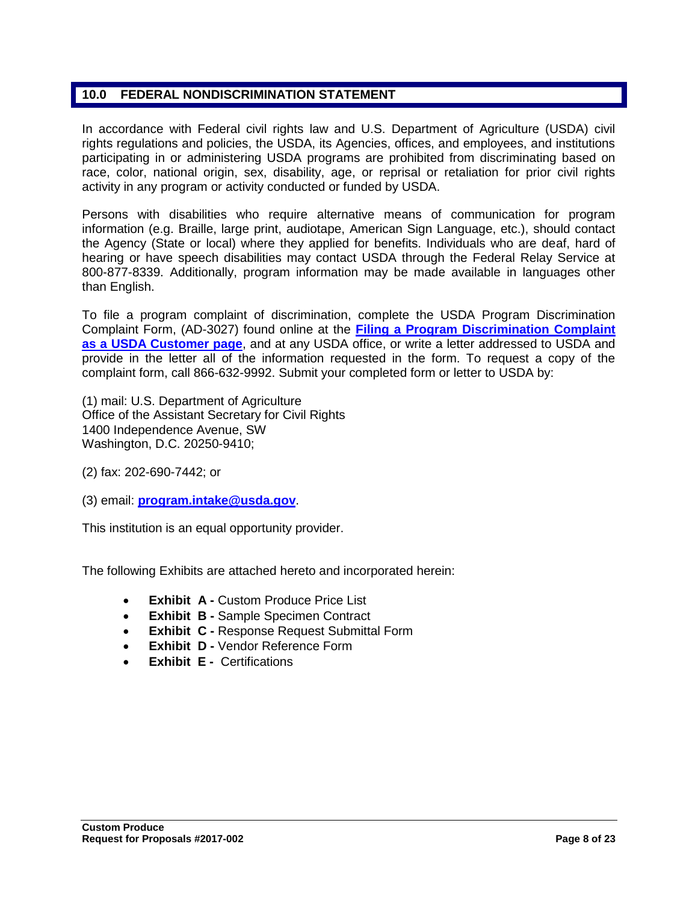## 10.0 FEDERAL NONDISCRIMINATION STATEMENT

In accordance with Federal civil rights law and U.S. Department of Agriculture (USDA) civil rights regulations and policies, the USDA, its Agencies, offices, and employees, and institutions participating in or administering USDA programs are prohibited from discriminating based on race, color, national origin, sex, disability, age, or reprisal or retaliation for prior civil rights activity in any program or activity conducted or funded by USDA.

Persons with disabilities who require alternative means of communication for program information (e.g. Braille, large print, audiotape, American Sign Language, etc.), should contact the Agency (State or local) where they applied for benefits. Individuals who are deaf, hard of hearing or have speech disabilities may contact USDA through the Federal Relay Service at 800-877-8339. Additionally, program information may be made available in languages other than English.

To file a program complaint of discrimination, complete the USDA Program Discrimination Complaint Form, (AD-3027) found online at the **Filing a Program Discrimination Complaint as a USDA Customer page**, and at any USDA office, or write a letter addressed to USDA and provide in the letter all of the information requested in the form. To request a copy of the complaint form, call 866-632-9992. Submit your completed form or letter to USDA by:

(1) mail: U.S. Department of Agriculture
Office of the Assistant Secretary for Civil Rights
1400 Independence Avenue, SW
Washington, D.C. 20250-9410;

(2) fax: 202-690-7442; or

(3) email: **program.intake@usda.gov**.

This institution is an equal opportunity provider.

The following Exhibits are attached hereto and incorporated herein:

- **Exhibit A -** Custom Produce Price List
- **Exhibit B -** Sample Specimen Contract
- **Exhibit C -** Response Request Submittal Form
- **Exhibit D -** Vendor Reference Form
- **Exhibit E -** Certifications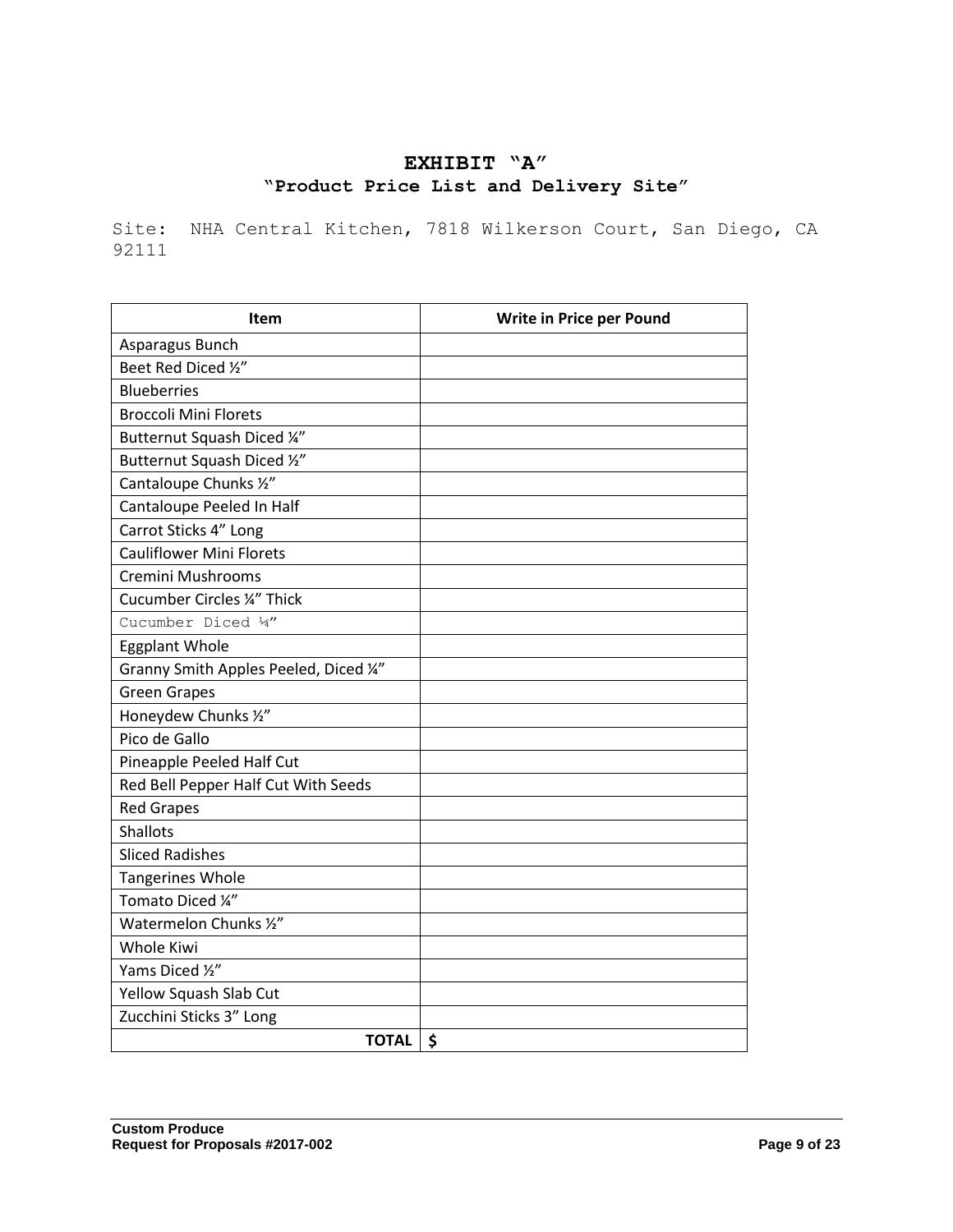# EXHIBIT "A"

## "Product Price List and Delivery Site"

Site: NHA Central Kitchen, 7818 Wilkerson Court, San Diego, CA 92111

| Item | Write in Price per Pound |
|---|---|
| Asparagus Bunch | |
| Beet Red Diced ½" | |
| Blueberries | |
| Broccoli Mini Florets | |
| Butternut Squash Diced ¼" | |
| Butternut Squash Diced ½" | |
| Cantaloupe Chunks ½" | |
| Cantaloupe Peeled In Half | |
| Carrot Sticks 4" Long | |
| Cauliflower Mini Florets | |
| Cremini Mushrooms | |
| Cucumber Circles ¼" Thick | |
| Cucumber Diced ¼" | |
| Eggplant Whole | |
| Granny Smith Apples Peeled, Diced ¼" | |
| Green Grapes | |
| Honeydew Chunks ½" | |
| Pico de Gallo | |
| Pineapple Peeled Half Cut | |
| Red Bell Pepper Half Cut With Seeds | |
| Red Grapes | |
| Shallots | |
| Sliced Radishes | |
| Tangerines Whole | |
| Tomato Diced ¼" | |
| Watermelon Chunks ½" | |
| Whole Kiwi | |
| Yams Diced ½" | |
| Yellow Squash Slab Cut | |
| Zucchini Sticks 3" Long | |
| **TOTAL** | **$** |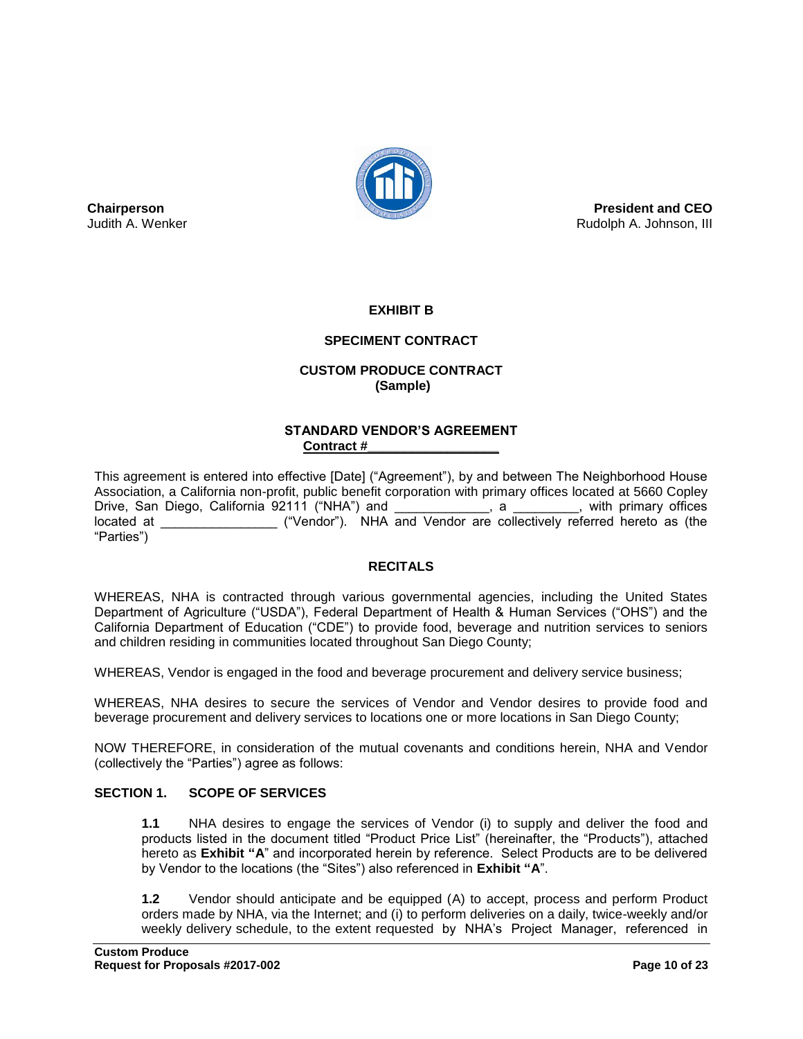**Chairperson**
Judith A. Wenker

**President and CEO**
Rudolph A. Johnson, III

**EXHIBIT B**

**SPECIMENT CONTRACT**

**CUSTOM PRODUCE CONTRACT**
**(Sample)**

**STANDARD VENDOR'S AGREEMENT**
**Contract #\_\_\_\_\_\_\_\_\_\_\_\_\_\_\_\_\_\_\_**

This agreement is entered into effective [Date] ("Agreement"), by and between The Neighborhood House Association, a California non-profit, public benefit corporation with primary offices located at 5660 Copley Drive, San Diego, California 92111 ("NHA") and \_\_\_\_\_\_\_\_\_\_\_\_\_, a \_\_\_\_\_\_\_\_\_, with primary offices located at \_\_\_\_\_\_\_\_\_\_\_\_\_\_\_\_ ("Vendor"). NHA and Vendor are collectively referred hereto as (the "Parties")

**RECITALS**

WHEREAS, NHA is contracted through various governmental agencies, including the United States Department of Agriculture ("USDA"), Federal Department of Health & Human Services ("OHS") and the California Department of Education ("CDE") to provide food, beverage and nutrition services to seniors and children residing in communities located throughout San Diego County;

WHEREAS, Vendor is engaged in the food and beverage procurement and delivery service business;

WHEREAS, NHA desires to secure the services of Vendor and Vendor desires to provide food and beverage procurement and delivery services to locations one or more locations in San Diego County;

NOW THEREFORE, in consideration of the mutual covenants and conditions herein, NHA and Vendor (collectively the "Parties") agree as follows:

**SECTION 1. SCOPE OF SERVICES**

**1.1** NHA desires to engage the services of Vendor (i) to supply and deliver the food and products listed in the document titled "Product Price List" (hereinafter, the "Products"), attached hereto as **Exhibit "A**" and incorporated herein by reference. Select Products are to be delivered by Vendor to the locations (the "Sites") also referenced in **Exhibit "A**".

**1.2** Vendor should anticipate and be equipped (A) to accept, process and perform Product orders made by NHA, via the Internet; and (i) to perform deliveries on a daily, twice-weekly and/or weekly delivery schedule, to the extent requested by NHA's Project Manager, referenced in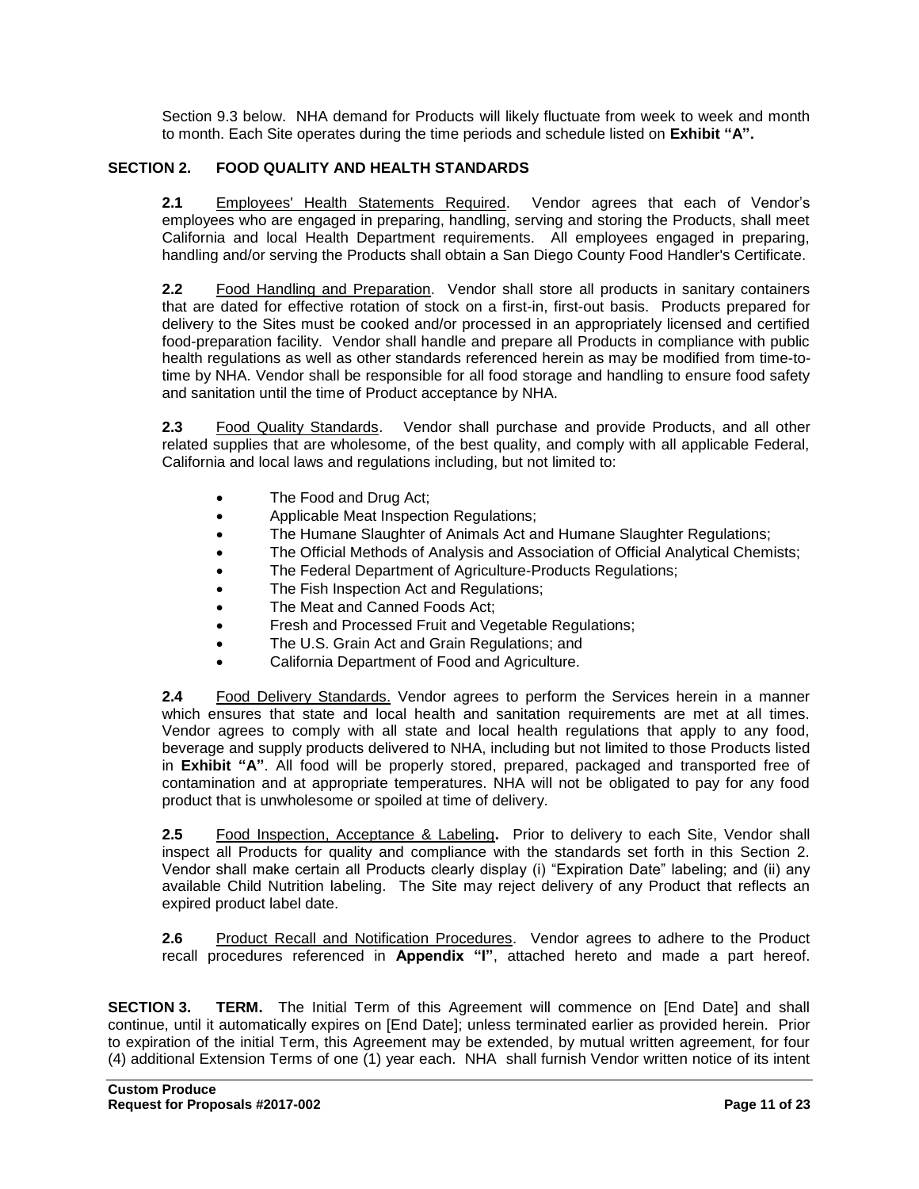Section 9.3 below. NHA demand for Products will likely fluctuate from week to week and month to month. Each Site operates during the time periods and schedule listed on **Exhibit "A".**

## SECTION 2. FOOD QUALITY AND HEALTH STANDARDS

**2.1** Employees' Health Statements Required. Vendor agrees that each of Vendor's employees who are engaged in preparing, handling, serving and storing the Products, shall meet California and local Health Department requirements. All employees engaged in preparing, handling and/or serving the Products shall obtain a San Diego County Food Handler's Certificate.

**2.2** Food Handling and Preparation. Vendor shall store all products in sanitary containers that are dated for effective rotation of stock on a first-in, first-out basis. Products prepared for delivery to the Sites must be cooked and/or processed in an appropriately licensed and certified food-preparation facility. Vendor shall handle and prepare all Products in compliance with public health regulations as well as other standards referenced herein as may be modified from time-to-time by NHA. Vendor shall be responsible for all food storage and handling to ensure food safety and sanitation until the time of Product acceptance by NHA.

**2.3** Food Quality Standards. Vendor shall purchase and provide Products, and all other related supplies that are wholesome, of the best quality, and comply with all applicable Federal, California and local laws and regulations including, but not limited to:

- The Food and Drug Act;
- Applicable Meat Inspection Regulations;
- The Humane Slaughter of Animals Act and Humane Slaughter Regulations;
- The Official Methods of Analysis and Association of Official Analytical Chemists;
- The Federal Department of Agriculture-Products Regulations;
- The Fish Inspection Act and Regulations;
- The Meat and Canned Foods Act;
- Fresh and Processed Fruit and Vegetable Regulations;
- The U.S. Grain Act and Grain Regulations; and
- California Department of Food and Agriculture.

**2.4** Food Delivery Standards. Vendor agrees to perform the Services herein in a manner which ensures that state and local health and sanitation requirements are met at all times. Vendor agrees to comply with all state and local health regulations that apply to any food, beverage and supply products delivered to NHA, including but not limited to those Products listed in **Exhibit "A"**. All food will be properly stored, prepared, packaged and transported free of contamination and at appropriate temperatures. NHA will not be obligated to pay for any food product that is unwholesome or spoiled at time of delivery.

**2.5** Food Inspection, Acceptance & Labeling**.** Prior to delivery to each Site, Vendor shall inspect all Products for quality and compliance with the standards set forth in this Section 2. Vendor shall make certain all Products clearly display (i) "Expiration Date" labeling; and (ii) any available Child Nutrition labeling. The Site may reject delivery of any Product that reflects an expired product label date.

**2.6** Product Recall and Notification Procedures. Vendor agrees to adhere to the Product recall procedures referenced in **Appendix "I"**, attached hereto and made a part hereof.

**SECTION 3. TERM.** The Initial Term of this Agreement will commence on [End Date] and shall continue, until it automatically expires on [End Date]; unless terminated earlier as provided herein. Prior to expiration of the initial Term, this Agreement may be extended, by mutual written agreement, for four (4) additional Extension Terms of one (1) year each. NHA shall furnish Vendor written notice of its intent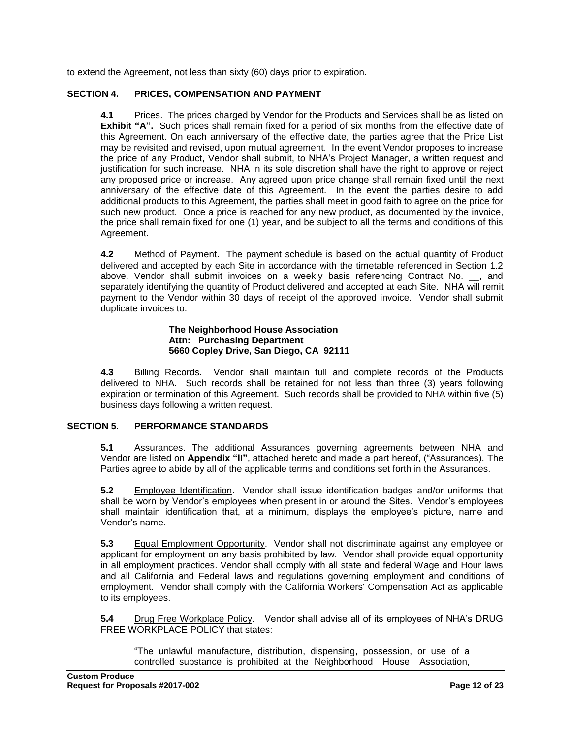to extend the Agreement, not less than sixty (60) days prior to expiration.

## SECTION 4. PRICES, COMPENSATION AND PAYMENT

**4.1** Prices. The prices charged by Vendor for the Products and Services shall be as listed on **Exhibit "A".** Such prices shall remain fixed for a period of six months from the effective date of this Agreement. On each anniversary of the effective date, the parties agree that the Price List may be revisited and revised, upon mutual agreement. In the event Vendor proposes to increase the price of any Product, Vendor shall submit, to NHA's Project Manager, a written request and justification for such increase. NHA in its sole discretion shall have the right to approve or reject any proposed price or increase. Any agreed upon price change shall remain fixed until the next anniversary of the effective date of this Agreement. In the event the parties desire to add additional products to this Agreement, the parties shall meet in good faith to agree on the price for such new product. Once a price is reached for any new product, as documented by the invoice, the price shall remain fixed for one (1) year, and be subject to all the terms and conditions of this Agreement.

**4.2** Method of Payment. The payment schedule is based on the actual quantity of Product delivered and accepted by each Site in accordance with the timetable referenced in Section 1.2 above. Vendor shall submit invoices on a weekly basis referencing Contract No. __, and separately identifying the quantity of Product delivered and accepted at each Site. NHA will remit payment to the Vendor within 30 days of receipt of the approved invoice. Vendor shall submit duplicate invoices to:

> **The Neighborhood House Association**
> **Attn: Purchasing Department**
> **5660 Copley Drive, San Diego, CA 92111**

**4.3** Billing Records. Vendor shall maintain full and complete records of the Products delivered to NHA. Such records shall be retained for not less than three (3) years following expiration or termination of this Agreement. Such records shall be provided to NHA within five (5) business days following a written request.

## SECTION 5. PERFORMANCE STANDARDS

**5.1** Assurances. The additional Assurances governing agreements between NHA and Vendor are listed on **Appendix "II"**, attached hereto and made a part hereof, ("Assurances). The Parties agree to abide by all of the applicable terms and conditions set forth in the Assurances.

**5.2** Employee Identification. Vendor shall issue identification badges and/or uniforms that shall be worn by Vendor's employees when present in or around the Sites. Vendor's employees shall maintain identification that, at a minimum, displays the employee's picture, name and Vendor's name.

**5.3** Equal Employment Opportunity. Vendor shall not discriminate against any employee or applicant for employment on any basis prohibited by law. Vendor shall provide equal opportunity in all employment practices. Vendor shall comply with all state and federal Wage and Hour laws and all California and Federal laws and regulations governing employment and conditions of employment. Vendor shall comply with the California Workers' Compensation Act as applicable to its employees.

**5.4** Drug Free Workplace Policy. Vendor shall advise all of its employees of NHA's DRUG FREE WORKPLACE POLICY that states:

> "The unlawful manufacture, distribution, dispensing, possession, or use of a controlled substance is prohibited at the Neighborhood House Association,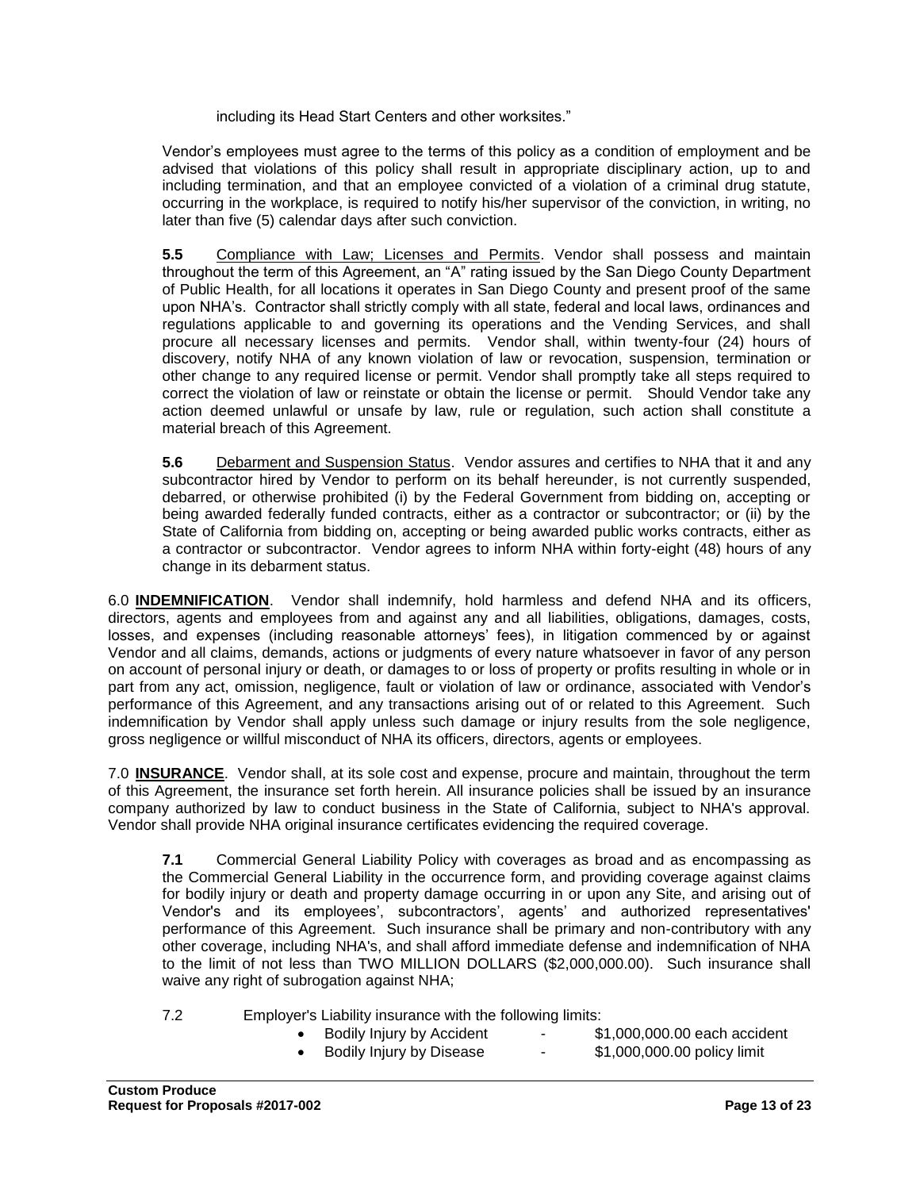including its Head Start Centers and other worksites."

Vendor's employees must agree to the terms of this policy as a condition of employment and be advised that violations of this policy shall result in appropriate disciplinary action, up to and including termination, and that an employee convicted of a violation of a criminal drug statute, occurring in the workplace, is required to notify his/her supervisor of the conviction, in writing, no later than five (5) calendar days after such conviction.

**5.5** Compliance with Law; Licenses and Permits. Vendor shall possess and maintain throughout the term of this Agreement, an "A" rating issued by the San Diego County Department of Public Health, for all locations it operates in San Diego County and present proof of the same upon NHA's. Contractor shall strictly comply with all state, federal and local laws, ordinances and regulations applicable to and governing its operations and the Vending Services, and shall procure all necessary licenses and permits. Vendor shall, within twenty-four (24) hours of discovery, notify NHA of any known violation of law or revocation, suspension, termination or other change to any required license or permit. Vendor shall promptly take all steps required to correct the violation of law or reinstate or obtain the license or permit. Should Vendor take any action deemed unlawful or unsafe by law, rule or regulation, such action shall constitute a material breach of this Agreement.

**5.6** Debarment and Suspension Status. Vendor assures and certifies to NHA that it and any subcontractor hired by Vendor to perform on its behalf hereunder, is not currently suspended, debarred, or otherwise prohibited (i) by the Federal Government from bidding on, accepting or being awarded federally funded contracts, either as a contractor or subcontractor; or (ii) by the State of California from bidding on, accepting or being awarded public works contracts, either as a contractor or subcontractor. Vendor agrees to inform NHA within forty-eight (48) hours of any change in its debarment status.

6.0 **INDEMNIFICATION**. Vendor shall indemnify, hold harmless and defend NHA and its officers, directors, agents and employees from and against any and all liabilities, obligations, damages, costs, losses, and expenses (including reasonable attorneys' fees), in litigation commenced by or against Vendor and all claims, demands, actions or judgments of every nature whatsoever in favor of any person on account of personal injury or death, or damages to or loss of property or profits resulting in whole or in part from any act, omission, negligence, fault or violation of law or ordinance, associated with Vendor's performance of this Agreement, and any transactions arising out of or related to this Agreement. Such indemnification by Vendor shall apply unless such damage or injury results from the sole negligence, gross negligence or willful misconduct of NHA its officers, directors, agents or employees.

7.0 **INSURANCE**. Vendor shall, at its sole cost and expense, procure and maintain, throughout the term of this Agreement, the insurance set forth herein. All insurance policies shall be issued by an insurance company authorized by law to conduct business in the State of California, subject to NHA's approval. Vendor shall provide NHA original insurance certificates evidencing the required coverage.

**7.1** Commercial General Liability Policy with coverages as broad and as encompassing as the Commercial General Liability in the occurrence form, and providing coverage against claims for bodily injury or death and property damage occurring in or upon any Site, and arising out of Vendor's and its employees', subcontractors', agents' and authorized representatives' performance of this Agreement. Such insurance shall be primary and non-contributory with any other coverage, including NHA's, and shall afford immediate defense and indemnification of NHA to the limit of not less than TWO MILLION DOLLARS ($2,000,000.00). Such insurance shall waive any right of subrogation against NHA;

7.2 Employer's Liability insurance with the following limits:

- Bodily Injury by Accident - $1,000,000.00 each accident
- Bodily Injury by Disease - $1,000,000.00 policy limit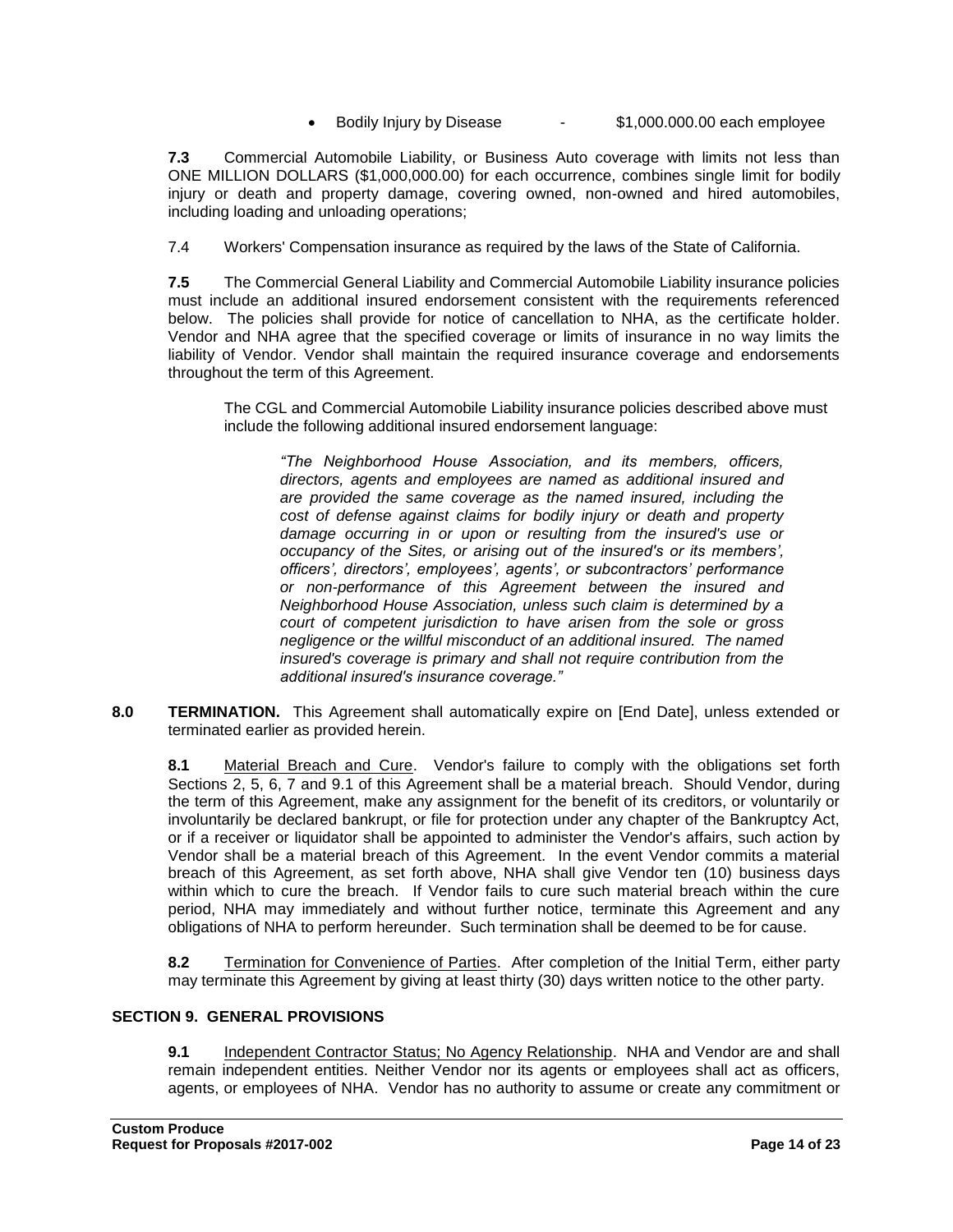- Bodily Injury by Disease - $1,000.000.00 each employee

**7.3** Commercial Automobile Liability, or Business Auto coverage with limits not less than ONE MILLION DOLLARS ($1,000,000.00) for each occurrence, combines single limit for bodily injury or death and property damage, covering owned, non-owned and hired automobiles, including loading and unloading operations;

7.4 Workers' Compensation insurance as required by the laws of the State of California.

**7.5** The Commercial General Liability and Commercial Automobile Liability insurance policies must include an additional insured endorsement consistent with the requirements referenced below. The policies shall provide for notice of cancellation to NHA, as the certificate holder. Vendor and NHA agree that the specified coverage or limits of insurance in no way limits the liability of Vendor. Vendor shall maintain the required insurance coverage and endorsements throughout the term of this Agreement.

The CGL and Commercial Automobile Liability insurance policies described above must include the following additional insured endorsement language:

> *"The Neighborhood House Association, and its members, officers, directors, agents and employees are named as additional insured and are provided the same coverage as the named insured, including the cost of defense against claims for bodily injury or death and property damage occurring in or upon or resulting from the insured's use or occupancy of the Sites, or arising out of the insured's or its members', officers', directors', employees', agents', or subcontractors' performance or non-performance of this Agreement between the insured and Neighborhood House Association, unless such claim is determined by a court of competent jurisdiction to have arisen from the sole or gross negligence or the willful misconduct of an additional insured. The named insured's coverage is primary and shall not require contribution from the additional insured's insurance coverage."*

**8.0 TERMINATION.** This Agreement shall automatically expire on [End Date], unless extended or terminated earlier as provided herein.

**8.1** Material Breach and Cure. Vendor's failure to comply with the obligations set forth Sections 2, 5, 6, 7 and 9.1 of this Agreement shall be a material breach. Should Vendor, during the term of this Agreement, make any assignment for the benefit of its creditors, or voluntarily or involuntarily be declared bankrupt, or file for protection under any chapter of the Bankruptcy Act, or if a receiver or liquidator shall be appointed to administer the Vendor's affairs, such action by Vendor shall be a material breach of this Agreement. In the event Vendor commits a material breach of this Agreement, as set forth above, NHA shall give Vendor ten (10) business days within which to cure the breach. If Vendor fails to cure such material breach within the cure period, NHA may immediately and without further notice, terminate this Agreement and any obligations of NHA to perform hereunder. Such termination shall be deemed to be for cause.

**8.2** Termination for Convenience of Parties. After completion of the Initial Term, either party may terminate this Agreement by giving at least thirty (30) days written notice to the other party.

## SECTION 9. GENERAL PROVISIONS

**9.1** Independent Contractor Status; No Agency Relationship. NHA and Vendor are and shall remain independent entities. Neither Vendor nor its agents or employees shall act as officers, agents, or employees of NHA. Vendor has no authority to assume or create any commitment or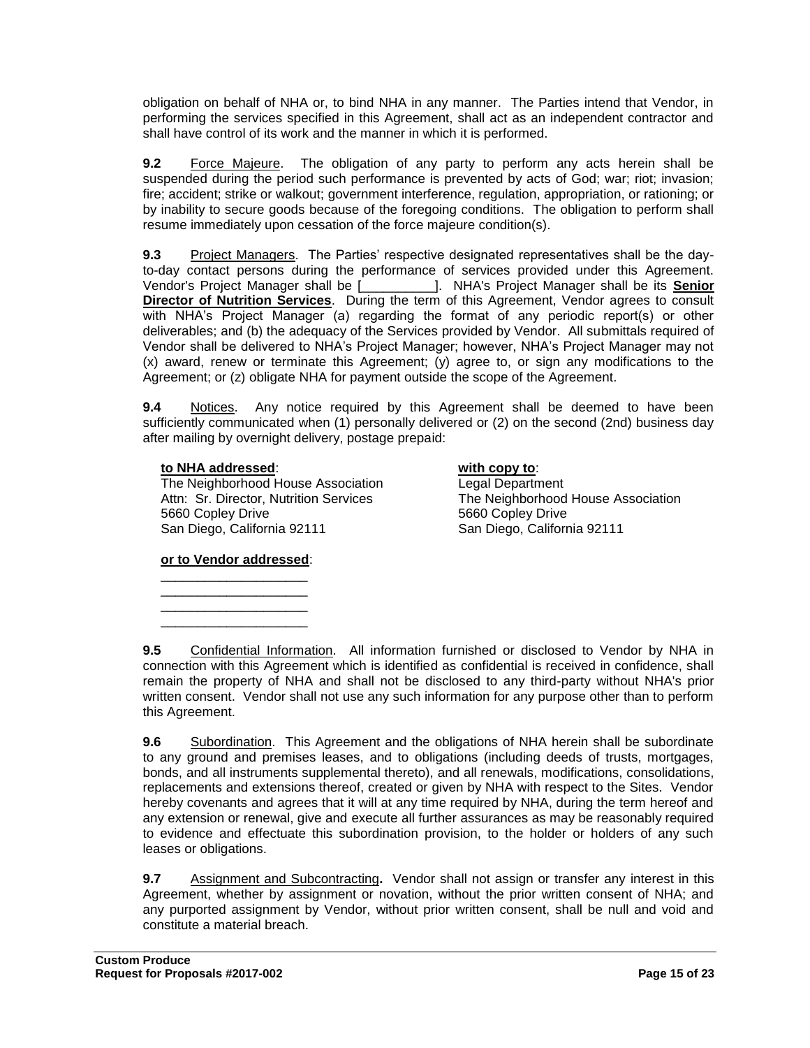obligation on behalf of NHA or, to bind NHA in any manner. The Parties intend that Vendor, in performing the services specified in this Agreement, shall act as an independent contractor and shall have control of its work and the manner in which it is performed.

**9.2** Force Majeure. The obligation of any party to perform any acts herein shall be suspended during the period such performance is prevented by acts of God; war; riot; invasion; fire; accident; strike or walkout; government interference, regulation, appropriation, or rationing; or by inability to secure goods because of the foregoing conditions. The obligation to perform shall resume immediately upon cessation of the force majeure condition(s).

**9.3** Project Managers. The Parties' respective designated representatives shall be the day-to-day contact persons during the performance of services provided under this Agreement. Vendor's Project Manager shall be [__________]. NHA's Project Manager shall be its **Senior Director of Nutrition Services**. During the term of this Agreement, Vendor agrees to consult with NHA's Project Manager (a) regarding the format of any periodic report(s) or other deliverables; and (b) the adequacy of the Services provided by Vendor. All submittals required of Vendor shall be delivered to NHA's Project Manager; however, NHA's Project Manager may not (x) award, renew or terminate this Agreement; (y) agree to, or sign any modifications to the Agreement; or (z) obligate NHA for payment outside the scope of the Agreement.

**9.4** Notices. Any notice required by this Agreement shall be deemed to have been sufficiently communicated when (1) personally delivered or (2) on the second (2nd) business day after mailing by overnight delivery, postage prepaid:

**to NHA addressed**:
The Neighborhood House Association
Attn: Sr. Director, Nutrition Services
5660 Copley Drive
San Diego, California 92111

**with copy to**:
Legal Department
The Neighborhood House Association
5660 Copley Drive
San Diego, California 92111

**or to Vendor addressed**:
____________________
____________________
____________________
____________________

**9.5** Confidential Information. All information furnished or disclosed to Vendor by NHA in connection with this Agreement which is identified as confidential is received in confidence, shall remain the property of NHA and shall not be disclosed to any third-party without NHA's prior written consent. Vendor shall not use any such information for any purpose other than to perform this Agreement.

**9.6** Subordination. This Agreement and the obligations of NHA herein shall be subordinate to any ground and premises leases, and to obligations (including deeds of trusts, mortgages, bonds, and all instruments supplemental thereto), and all renewals, modifications, consolidations, replacements and extensions thereof, created or given by NHA with respect to the Sites. Vendor hereby covenants and agrees that it will at any time required by NHA, during the term hereof and any extension or renewal, give and execute all further assurances as may be reasonably required to evidence and effectuate this subordination provision, to the holder or holders of any such leases or obligations.

**9.7** Assignment and Subcontracting**.** Vendor shall not assign or transfer any interest in this Agreement, whether by assignment or novation, without the prior written consent of NHA; and any purported assignment by Vendor, without prior written consent, shall be null and void and constitute a material breach.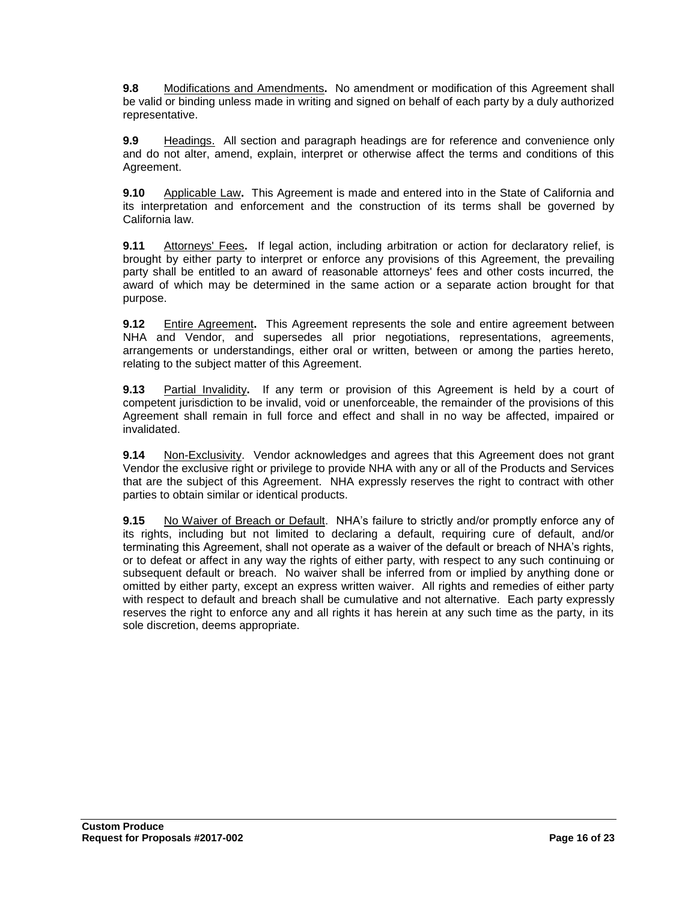**9.8** Modifications and Amendments**.** No amendment or modification of this Agreement shall be valid or binding unless made in writing and signed on behalf of each party by a duly authorized representative.

**9.9** Headings. All section and paragraph headings are for reference and convenience only and do not alter, amend, explain, interpret or otherwise affect the terms and conditions of this Agreement.

**9.10** Applicable Law**.** This Agreement is made and entered into in the State of California and its interpretation and enforcement and the construction of its terms shall be governed by California law.

**9.11** Attorneys' Fees**.** If legal action, including arbitration or action for declaratory relief, is brought by either party to interpret or enforce any provisions of this Agreement, the prevailing party shall be entitled to an award of reasonable attorneys' fees and other costs incurred, the award of which may be determined in the same action or a separate action brought for that purpose.

**9.12** Entire Agreement**.** This Agreement represents the sole and entire agreement between NHA and Vendor, and supersedes all prior negotiations, representations, agreements, arrangements or understandings, either oral or written, between or among the parties hereto, relating to the subject matter of this Agreement.

**9.13** Partial Invalidity**.** If any term or provision of this Agreement is held by a court of competent jurisdiction to be invalid, void or unenforceable, the remainder of the provisions of this Agreement shall remain in full force and effect and shall in no way be affected, impaired or invalidated.

**9.14** Non-Exclusivity. Vendor acknowledges and agrees that this Agreement does not grant Vendor the exclusive right or privilege to provide NHA with any or all of the Products and Services that are the subject of this Agreement. NHA expressly reserves the right to contract with other parties to obtain similar or identical products.

**9.15** No Waiver of Breach or Default. NHA's failure to strictly and/or promptly enforce any of its rights, including but not limited to declaring a default, requiring cure of default, and/or terminating this Agreement, shall not operate as a waiver of the default or breach of NHA's rights, or to defeat or affect in any way the rights of either party, with respect to any such continuing or subsequent default or breach. No waiver shall be inferred from or implied by anything done or omitted by either party, except an express written waiver. All rights and remedies of either party with respect to default and breach shall be cumulative and not alternative. Each party expressly reserves the right to enforce any and all rights it has herein at any such time as the party, in its sole discretion, deems appropriate.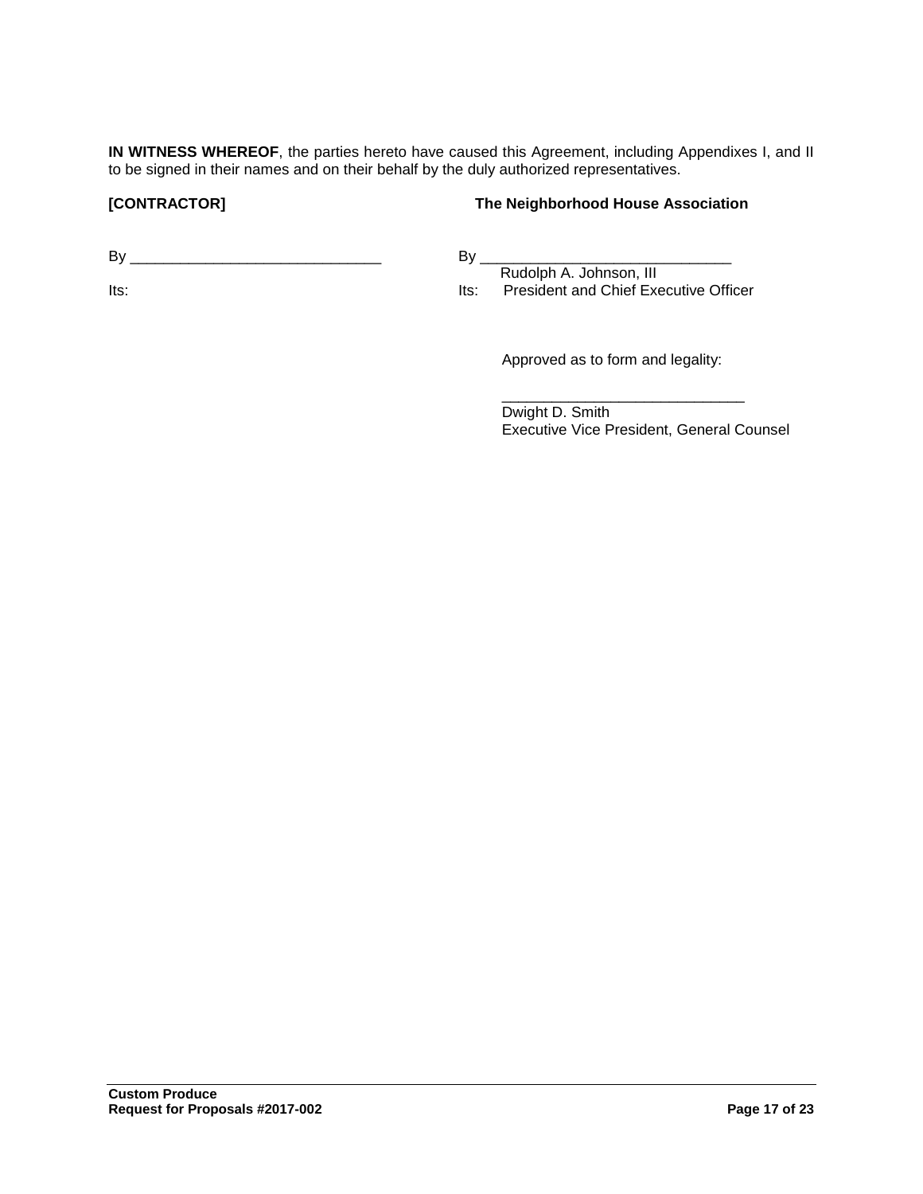**IN WITNESS WHEREOF**, the parties hereto have caused this Agreement, including Appendixes I, and II to be signed in their names and on their behalf by the duly authorized representatives.

| **[CONTRACTOR]** | **The Neighborhood House Association** |
| --- | --- |
| By ______________________________ | By ______________________________ |
| | Rudolph A. Johnson, III |
| Its: | Its: President and Chief Executive Officer |

Approved as to form and legality:

_____________________________
Dwight D. Smith
Executive Vice President, General Counsel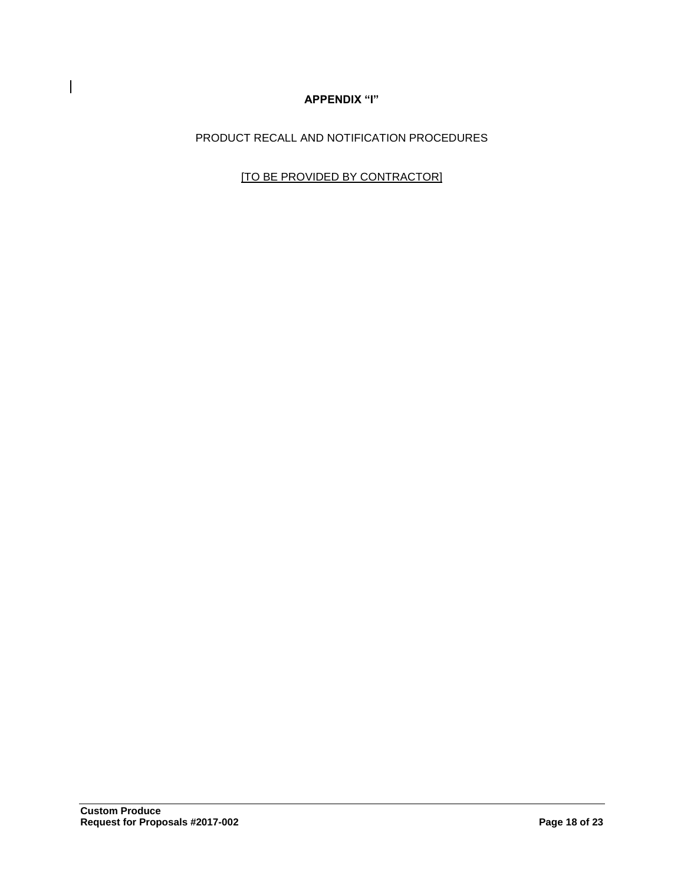**APPENDIX "I"**

PRODUCT RECALL AND NOTIFICATION PROCEDURES

[TO BE PROVIDED BY CONTRACTOR]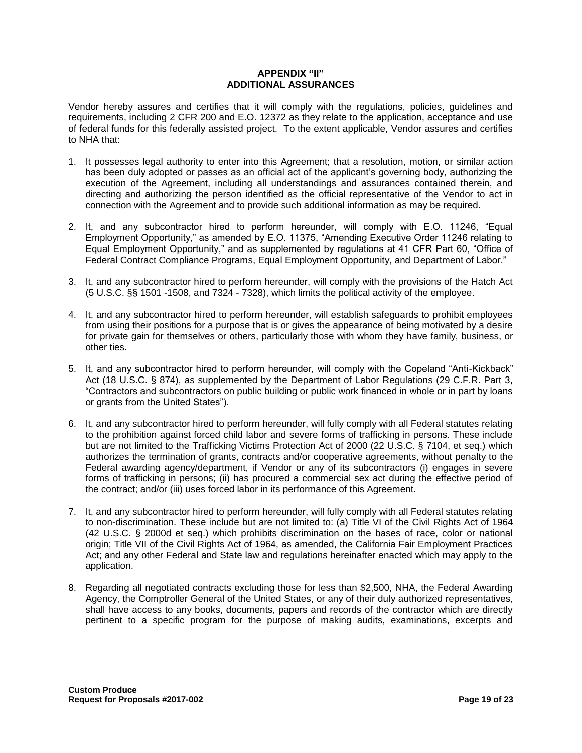**APPENDIX "II"**
**ADDITIONAL ASSURANCES**

Vendor hereby assures and certifies that it will comply with the regulations, policies, guidelines and requirements, including 2 CFR 200 and E.O. 12372 as they relate to the application, acceptance and use of federal funds for this federally assisted project. To the extent applicable, Vendor assures and certifies to NHA that:

1. It possesses legal authority to enter into this Agreement; that a resolution, motion, or similar action has been duly adopted or passes as an official act of the applicant's governing body, authorizing the execution of the Agreement, including all understandings and assurances contained therein, and directing and authorizing the person identified as the official representative of the Vendor to act in connection with the Agreement and to provide such additional information as may be required.

2. It, and any subcontractor hired to perform hereunder, will comply with E.O. 11246, "Equal Employment Opportunity," as amended by E.O. 11375, "Amending Executive Order 11246 relating to Equal Employment Opportunity," and as supplemented by regulations at 41 CFR Part 60, "Office of Federal Contract Compliance Programs, Equal Employment Opportunity, and Department of Labor."

3. It, and any subcontractor hired to perform hereunder, will comply with the provisions of the Hatch Act (5 U.S.C. §§ 1501 -1508, and 7324 - 7328), which limits the political activity of the employee.

4. It, and any subcontractor hired to perform hereunder, will establish safeguards to prohibit employees from using their positions for a purpose that is or gives the appearance of being motivated by a desire for private gain for themselves or others, particularly those with whom they have family, business, or other ties.

5. It, and any subcontractor hired to perform hereunder, will comply with the Copeland "Anti-Kickback" Act (18 U.S.C. § 874), as supplemented by the Department of Labor Regulations (29 C.F.R. Part 3, "Contractors and subcontractors on public building or public work financed in whole or in part by loans or grants from the United States").

6. It, and any subcontractor hired to perform hereunder, will fully comply with all Federal statutes relating to the prohibition against forced child labor and severe forms of trafficking in persons. These include but are not limited to the Trafficking Victims Protection Act of 2000 (22 U.S.C. § 7104, et seq.) which authorizes the termination of grants, contracts and/or cooperative agreements, without penalty to the Federal awarding agency/department, if Vendor or any of its subcontractors (i) engages in severe forms of trafficking in persons; (ii) has procured a commercial sex act during the effective period of the contract; and/or (iii) uses forced labor in its performance of this Agreement.

7. It, and any subcontractor hired to perform hereunder, will fully comply with all Federal statutes relating to non-discrimination. These include but are not limited to: (a) Title VI of the Civil Rights Act of 1964 (42 U.S.C. § 2000d et seq.) which prohibits discrimination on the bases of race, color or national origin; Title VII of the Civil Rights Act of 1964, as amended, the California Fair Employment Practices Act; and any other Federal and State law and regulations hereinafter enacted which may apply to the application.

8. Regarding all negotiated contracts excluding those for less than $2,500, NHA, the Federal Awarding Agency, the Comptroller General of the United States, or any of their duly authorized representatives, shall have access to any books, documents, papers and records of the contractor which are directly pertinent to a specific program for the purpose of making audits, examinations, excerpts and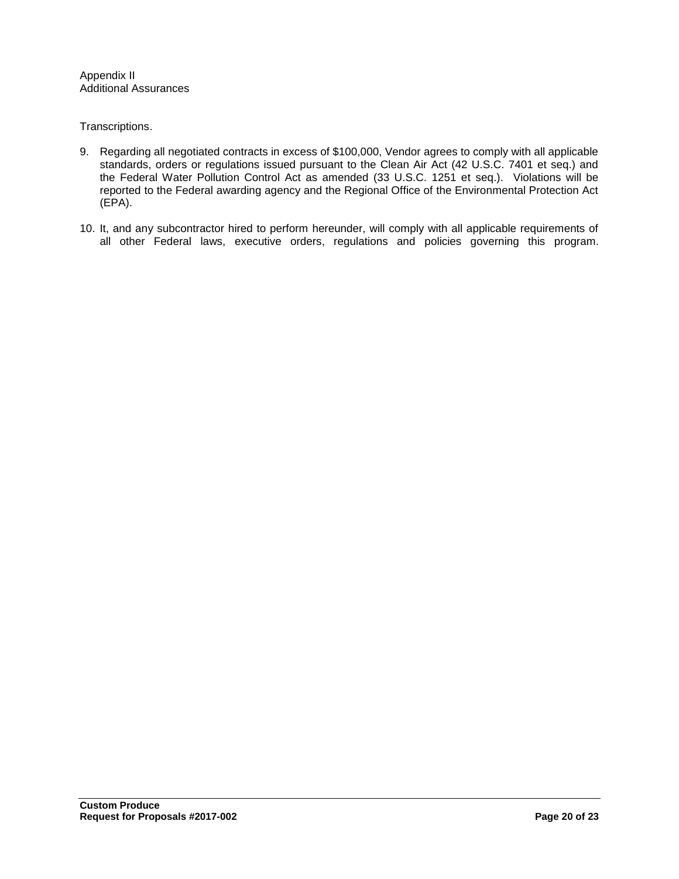Appendix II
Additional Assurances

Transcriptions.

9. Regarding all negotiated contracts in excess of $100,000, Vendor agrees to comply with all applicable standards, orders or regulations issued pursuant to the Clean Air Act (42 U.S.C. 7401 et seq.) and the Federal Water Pollution Control Act as amended (33 U.S.C. 1251 et seq.). Violations will be reported to the Federal awarding agency and the Regional Office of the Environmental Protection Act (EPA).

10. It, and any subcontractor hired to perform hereunder, will comply with all applicable requirements of all other Federal laws, executive orders, regulations and policies governing this program.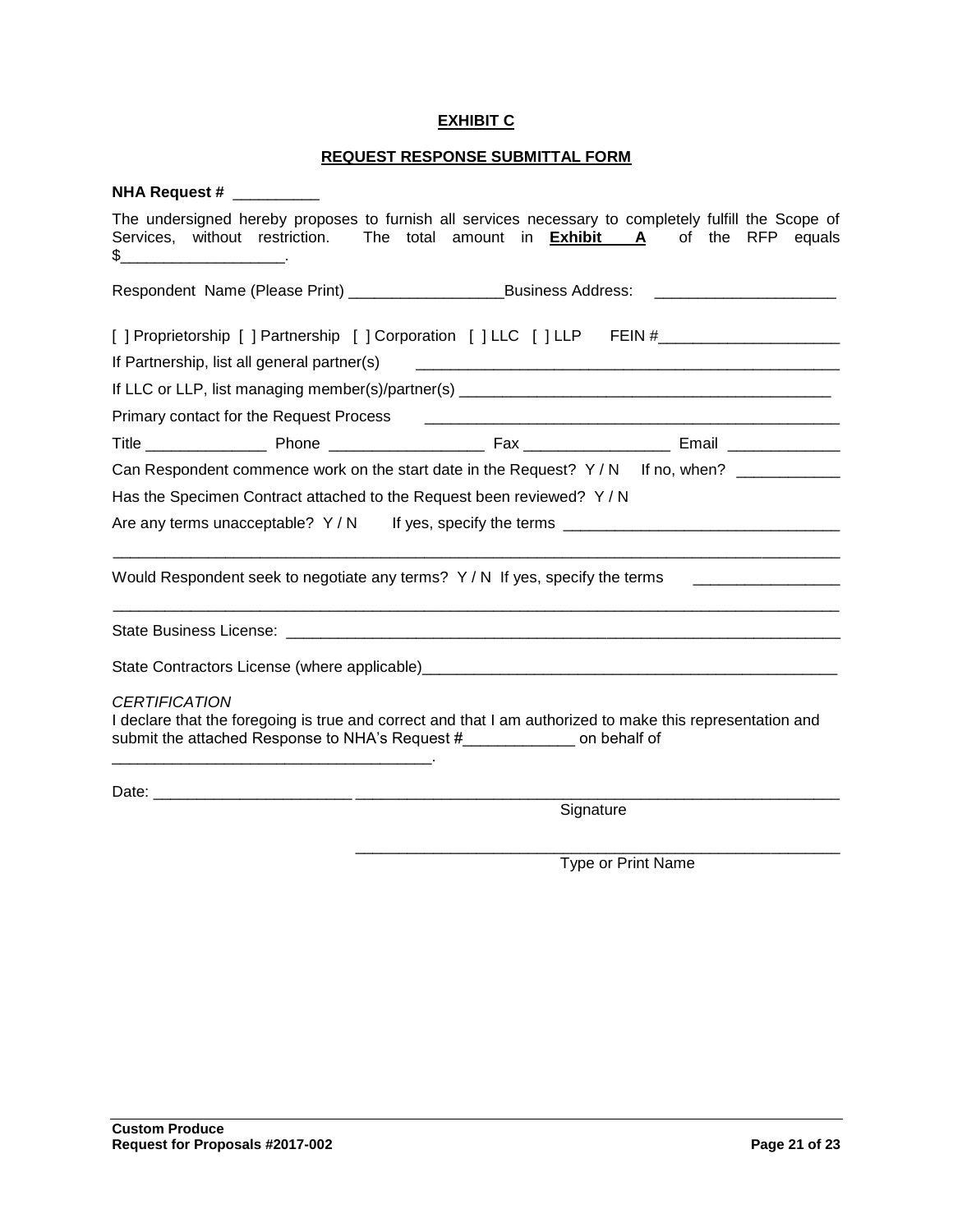## EXHIBIT C

## REQUEST RESPONSE SUBMITTAL FORM

**NHA Request #** __________

The undersigned hereby proposes to furnish all services necessary to completely fulfill the Scope of Services, without restriction. The total amount in **Exhibit A** of the RFP equals $___________________.

Respondent Name (Please Print) __________________Business Address: _____________________

[ ] Proprietorship [ ] Partnership [ ] Corporation [ ] LLC [ ] LLP FEIN #_____________________

If Partnership, list all general partner(s) __________________________________________________

If LLC or LLP, list managing member(s)/partner(s) ____________________________________________

Primary contact for the Request Process __________________________________________________

Title ______________ Phone __________________ Fax _________________ Email _____________

Can Respondent commence work on the start date in the Request? Y / N If no, when? ____________

Has the Specimen Contract attached to the Request been reviewed? Y / N

Are any terms unacceptable? Y / N If yes, specify the terms ________________________________

_____________________________________________________________________________________

Would Respondent seek to negotiate any terms? Y / N If yes, specify the terms ________________

_____________________________________________________________________________________

State Business License: _____________________________________________________________

State Contractors License (where applicable)_____________________________________________

*CERTIFICATION*

I declare that the foregoing is true and correct and that I am authorized to make this representation and submit the attached Response to NHA's Request #_____________ on behalf of _____________________________________.

Date: _______________________ ___________________________________________________________

Signature

___________________________________________________________

Type or Print Name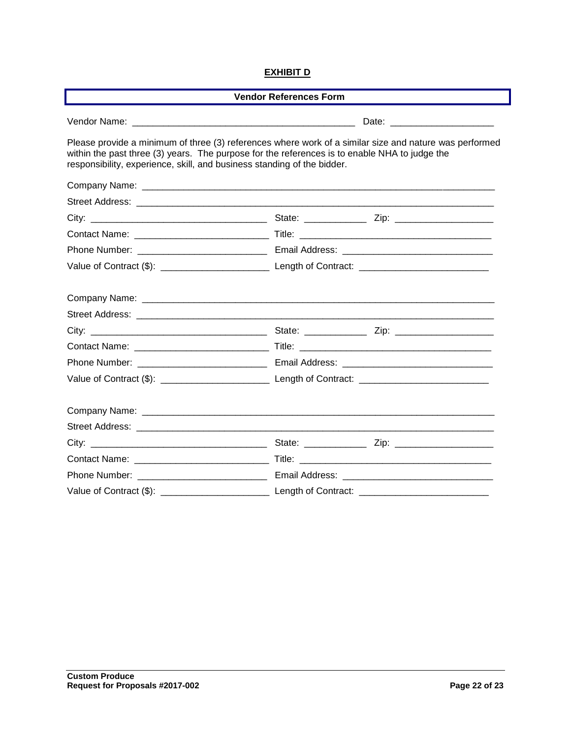**EXHIBIT D**

**Vendor References Form**

Vendor Name: ___________________________________________ Date: ____________________

Please provide a minimum of three (3) references where work of a similar size and nature was performed within the past three (3) years. The purpose for the references is to enable NHA to judge the responsibility, experience, skill, and business standing of the bidder.

Company Name: ______________________________________________________________________

Street Address: ______________________________________________________________________

City: ___________________________________ State: ____________ Zip: ___________________

Contact Name: __________________________ Title: _____________________________________

Phone Number: _________________________ Email Address: _____________________________

Value of Contract ($): _____________________ Length of Contract: _________________________

Company Name: ______________________________________________________________________

Street Address: ______________________________________________________________________

City: ___________________________________ State: ____________ Zip: ___________________

Contact Name: __________________________ Title: _____________________________________

Phone Number: _________________________ Email Address: _____________________________

Value of Contract ($): _____________________ Length of Contract: _________________________

Company Name: ______________________________________________________________________

Street Address: ______________________________________________________________________

City: ___________________________________ State: ____________ Zip: ___________________

Contact Name: __________________________ Title: _____________________________________

Phone Number: _________________________ Email Address: _____________________________

Value of Contract ($): _____________________ Length of Contract: _________________________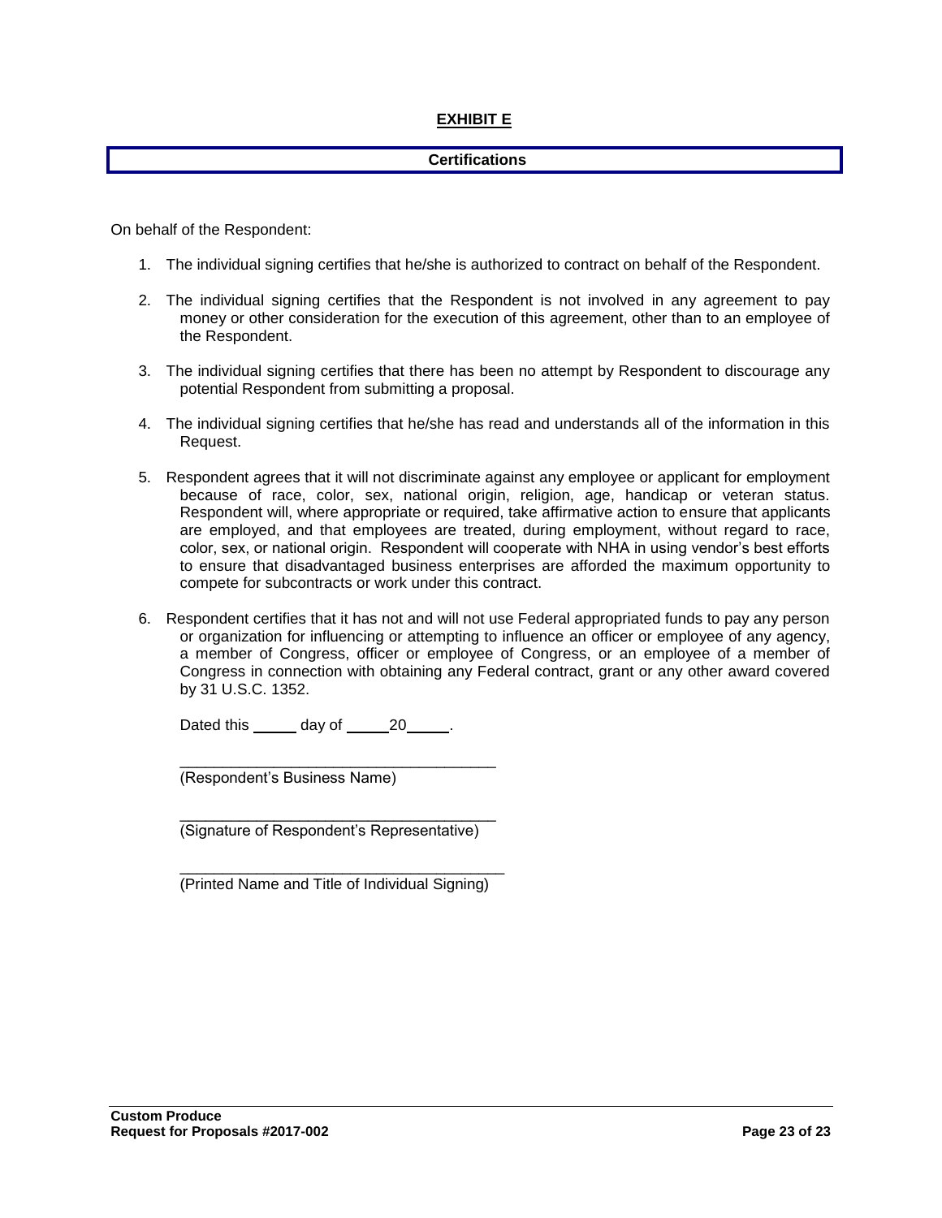**EXHIBIT E**

**Certifications**

On behalf of the Respondent:

1. The individual signing certifies that he/she is authorized to contract on behalf of the Respondent.

2. The individual signing certifies that the Respondent is not involved in any agreement to pay money or other consideration for the execution of this agreement, other than to an employee of the Respondent.

3. The individual signing certifies that there has been no attempt by Respondent to discourage any potential Respondent from submitting a proposal.

4. The individual signing certifies that he/she has read and understands all of the information in this Request.

5. Respondent agrees that it will not discriminate against any employee or applicant for employment because of race, color, sex, national origin, religion, age, handicap or veteran status. Respondent will, where appropriate or required, take affirmative action to ensure that applicants are employed, and that employees are treated, during employment, without regard to race, color, sex, or national origin. Respondent will cooperate with NHA in using vendor's best efforts to ensure that disadvantaged business enterprises are afforded the maximum opportunity to compete for subcontracts or work under this contract.

6. Respondent certifies that it has not and will not use Federal appropriated funds to pay any person or organization for influencing or attempting to influence an officer or employee of any agency, a member of Congress, officer or employee of Congress, or an employee of a member of Congress in connection with obtaining any Federal contract, grant or any other award covered by 31 U.S.C. 1352.

   Dated this _____ day of _____20_____.

   ______________________________________
   (Respondent's Business Name)

   ______________________________________
   (Signature of Respondent's Representative)

   ______________________________________
   (Printed Name and Title of Individual Signing)

**Custom Produce**
**Request for Proposals #2017-002**